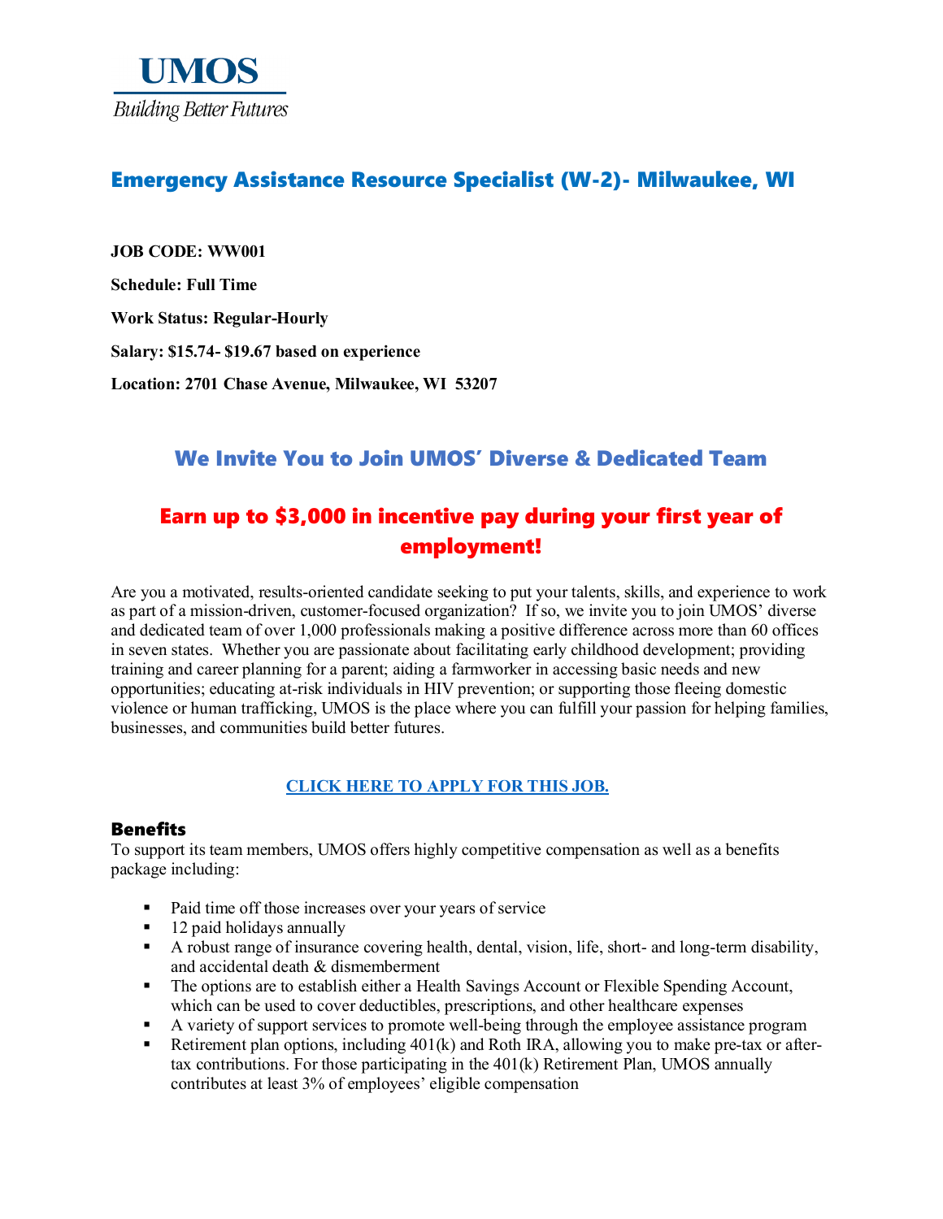**UMOS**

*Building Better Futures*

# Emergency Assistance Resource Specialist (W-2)- Milwaukee, WI

**JOB CODE: WW001**

**Schedule: Full Time**

**Work Status: Regular-Hourly**

**Salary: $15.74- $19.67 based on experience**

**Location: 2701 Chase Avenue, Milwaukee, WI 53207**

## We Invite You to Join UMOS' Diverse & Dedicated Team

## Earn up to $3,000 in incentive pay during your first year of employment!

Are you a motivated, results-oriented candidate seeking to put your talents, skills, and experience to work as part of a mission-driven, customer-focused organization? If so, we invite you to join UMOS' diverse and dedicated team of over 1,000 professionals making a positive difference across more than 60 offices in seven states. Whether you are passionate about facilitating early childhood development; providing training and career planning for a parent; aiding a farmworker in accessing basic needs and new opportunities; educating at-risk individuals in HIV prevention; or supporting those fleeing domestic violence or human trafficking, UMOS is the place where you can fulfill your passion for helping families, businesses, and communities build better futures.

**CLICK HERE TO APPLY FOR THIS JOB.**

### Benefits

To support its team members, UMOS offers highly competitive compensation as well as a benefits package including:

- Paid time off those increases over your years of service
- 12 paid holidays annually
- A robust range of insurance covering health, dental, vision, life, short- and long-term disability, and accidental death & dismemberment
- The options are to establish either a Health Savings Account or Flexible Spending Account, which can be used to cover deductibles, prescriptions, and other healthcare expenses
- A variety of support services to promote well-being through the employee assistance program
- Retirement plan options, including 401(k) and Roth IRA, allowing you to make pre-tax or after-tax contributions. For those participating in the 401(k) Retirement Plan, UMOS annually contributes at least 3% of employees' eligible compensation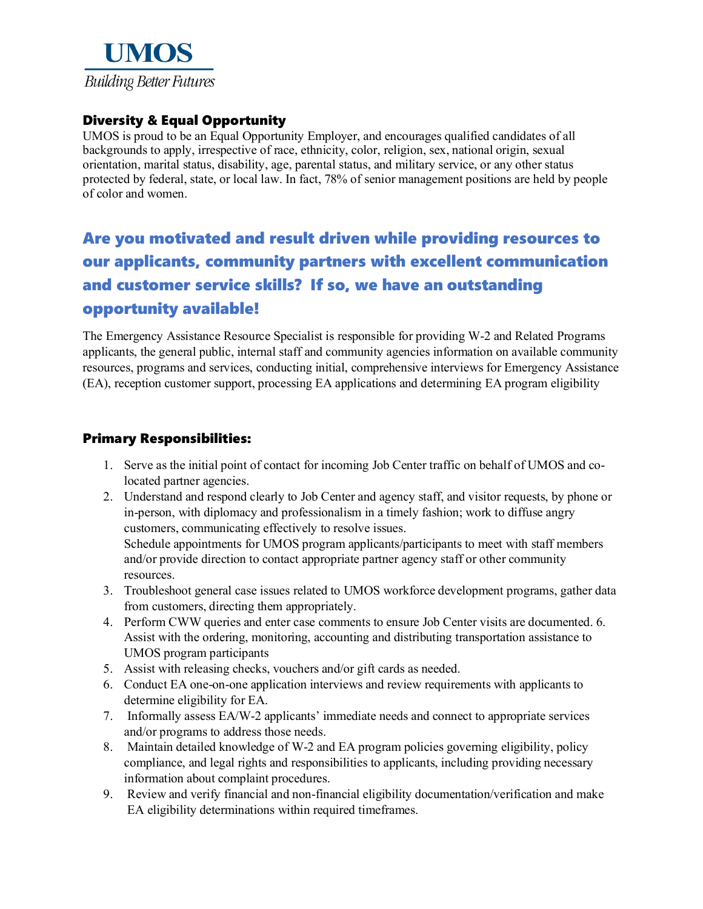UMOS

*Building Better Futures*

### Diversity & Equal Opportunity

UMOS is proud to be an Equal Opportunity Employer, and encourages qualified candidates of all backgrounds to apply, irrespective of race, ethnicity, color, religion, sex, national origin, sexual orientation, marital status, disability, age, parental status, and military service, or any other status protected by federal, state, or local law. In fact, 78% of senior management positions are held by people of color and women.

## Are you motivated and result driven while providing resources to our applicants, community partners with excellent communication and customer service skills? If so, we have an outstanding opportunity available!

The Emergency Assistance Resource Specialist is responsible for providing W-2 and Related Programs applicants, the general public, internal staff and community agencies information on available community resources, programs and services, conducting initial, comprehensive interviews for Emergency Assistance (EA), reception customer support, processing EA applications and determining EA program eligibility

### Primary Responsibilities:

1. Serve as the initial point of contact for incoming Job Center traffic on behalf of UMOS and co-located partner agencies.
2. Understand and respond clearly to Job Center and agency staff, and visitor requests, by phone or in-person, with diplomacy and professionalism in a timely fashion; work to diffuse angry customers, communicating effectively to resolve issues.
   Schedule appointments for UMOS program applicants/participants to meet with staff members and/or provide direction to contact appropriate partner agency staff or other community resources.
3. Troubleshoot general case issues related to UMOS workforce development programs, gather data from customers, directing them appropriately.
4. Perform CWW queries and enter case comments to ensure Job Center visits are documented. 6. Assist with the ordering, monitoring, accounting and distributing transportation assistance to UMOS program participants
5. Assist with releasing checks, vouchers and/or gift cards as needed.
6. Conduct EA one-on-one application interviews and review requirements with applicants to determine eligibility for EA.
7. Informally assess EA/W-2 applicants' immediate needs and connect to appropriate services and/or programs to address those needs.
8. Maintain detailed knowledge of W-2 and EA program policies governing eligibility, policy compliance, and legal rights and responsibilities to applicants, including providing necessary information about complaint procedures.
9. Review and verify financial and non-financial eligibility documentation/verification and make EA eligibility determinations within required timeframes.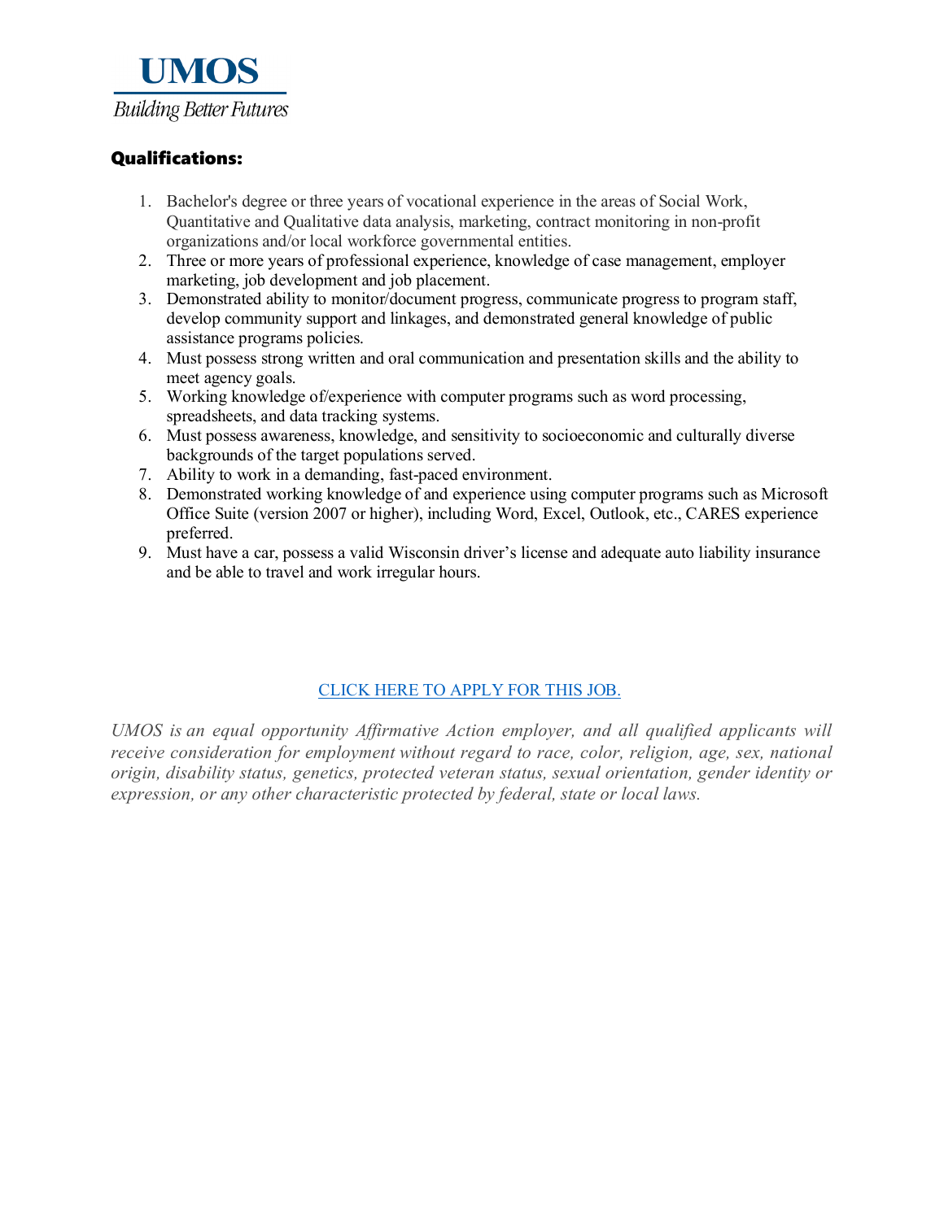**UMOS**

*Building Better Futures*

## Qualifications:

1. Bachelor's degree or three years of vocational experience in the areas of Social Work, Quantitative and Qualitative data analysis, marketing, contract monitoring in non-profit organizations and/or local workforce governmental entities.
2. Three or more years of professional experience, knowledge of case management, employer marketing, job development and job placement.
3. Demonstrated ability to monitor/document progress, communicate progress to program staff, develop community support and linkages, and demonstrated general knowledge of public assistance programs policies.
4. Must possess strong written and oral communication and presentation skills and the ability to meet agency goals.
5. Working knowledge of/experience with computer programs such as word processing, spreadsheets, and data tracking systems.
6. Must possess awareness, knowledge, and sensitivity to socioeconomic and culturally diverse backgrounds of the target populations served.
7. Ability to work in a demanding, fast-paced environment.
8. Demonstrated working knowledge of and experience using computer programs such as Microsoft Office Suite (version 2007 or higher), including Word, Excel, Outlook, etc., CARES experience preferred.
9. Must have a car, possess a valid Wisconsin driver's license and adequate auto liability insurance and be able to travel and work irregular hours.

CLICK HERE TO APPLY FOR THIS JOB.

*UMOS is an equal opportunity Affirmative Action employer, and all qualified applicants will receive consideration for employment without regard to race, color, religion, age, sex, national origin, disability status, genetics, protected veteran status, sexual orientation, gender identity or expression, or any other characteristic protected by federal, state or local laws.*